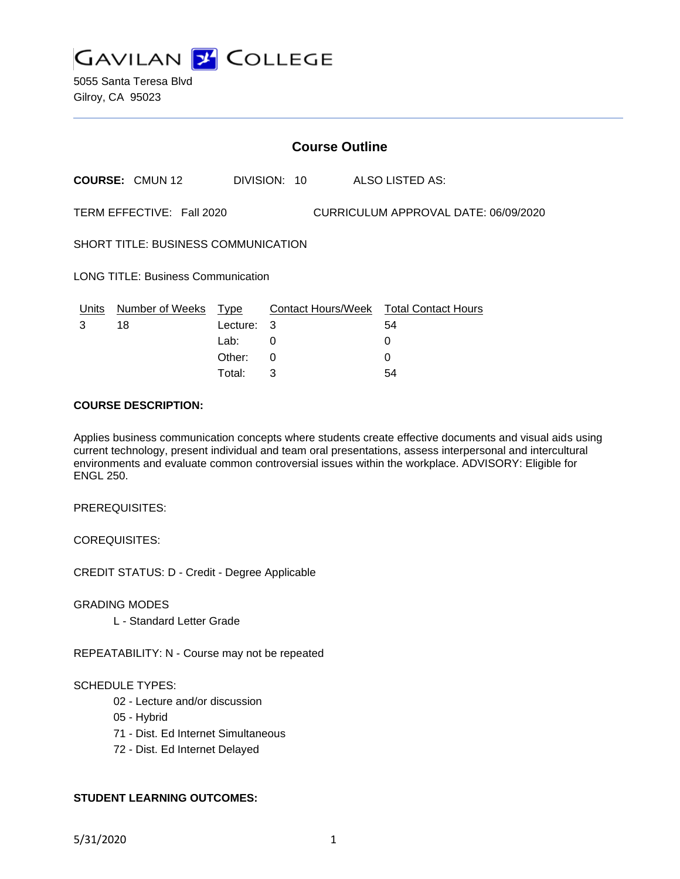# GAVILAN COLLEGE

5055 Santa Teresa Blvd
Gilroy, CA 95023

## Course Outline

**COURSE:** CMUN 12 DIVISION: 10 ALSO LISTED AS:

TERM EFFECTIVE: Fall 2020 CURRICULUM APPROVAL DATE: 06/09/2020

SHORT TITLE: BUSINESS COMMUNICATION

LONG TITLE: Business Communication

| Units | Number of Weeks | Type | Contact Hours/Week | Total Contact Hours |
|---|---|---|---|---|
| 3 | 18 | Lecture: | 3 | 54 |
| | | Lab: | 0 | 0 |
| | | Other: | 0 | 0 |
| | | Total: | 3 | 54 |

**COURSE DESCRIPTION:**

Applies business communication concepts where students create effective documents and visual aids using current technology, present individual and team oral presentations, assess interpersonal and intercultural environments and evaluate common controversial issues within the workplace. ADVISORY: Eligible for ENGL 250.

PREREQUISITES:

COREQUISITES:

CREDIT STATUS: D - Credit - Degree Applicable

GRADING MODES

L - Standard Letter Grade

REPEATABILITY: N - Course may not be repeated

SCHEDULE TYPES:

02 - Lecture and/or discussion
05 - Hybrid
71 - Dist. Ed Internet Simultaneous
72 - Dist. Ed Internet Delayed

**STUDENT LEARNING OUTCOMES:**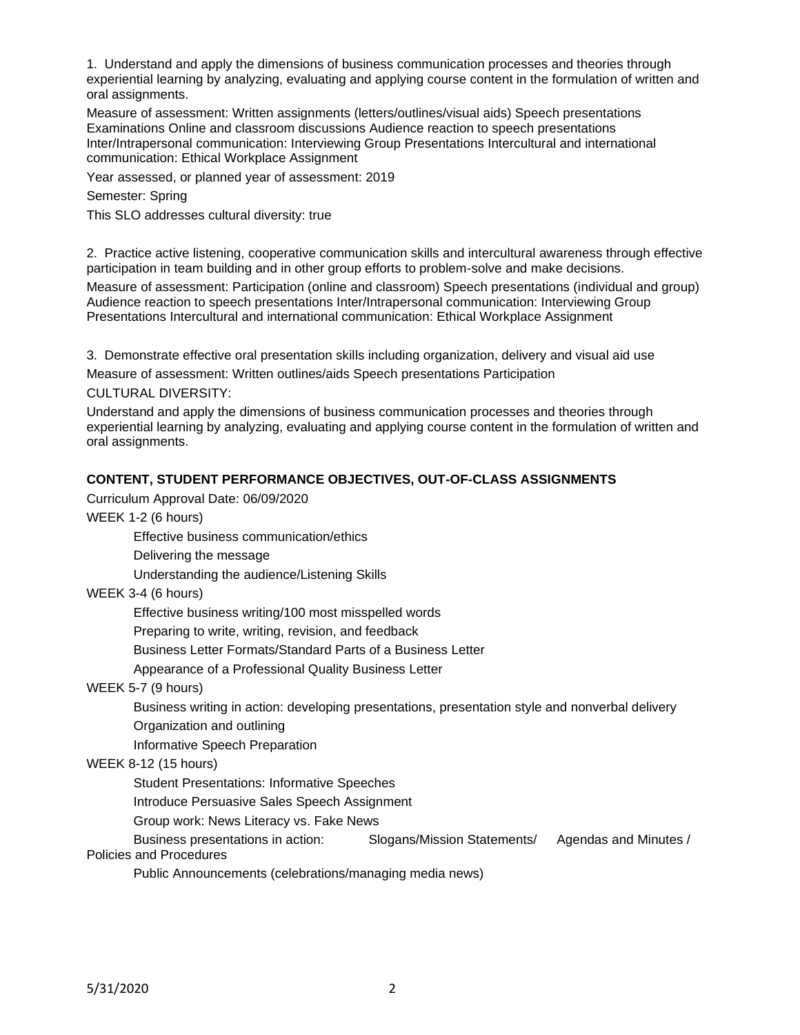1. Understand and apply the dimensions of business communication processes and theories through experiential learning by analyzing, evaluating and applying course content in the formulation of written and oral assignments.

Measure of assessment: Written assignments (letters/outlines/visual aids) Speech presentations Examinations Online and classroom discussions Audience reaction to speech presentations Inter/Intrapersonal communication: Interviewing Group Presentations Intercultural and international communication: Ethical Workplace Assignment

Year assessed, or planned year of assessment: 2019

Semester: Spring

This SLO addresses cultural diversity: true

2. Practice active listening, cooperative communication skills and intercultural awareness through effective participation in team building and in other group efforts to problem-solve and make decisions.

Measure of assessment: Participation (online and classroom) Speech presentations (individual and group) Audience reaction to speech presentations Inter/Intrapersonal communication: Interviewing Group Presentations Intercultural and international communication: Ethical Workplace Assignment

3. Demonstrate effective oral presentation skills including organization, delivery and visual aid use

Measure of assessment: Written outlines/aids Speech presentations Participation

CULTURAL DIVERSITY:

Understand and apply the dimensions of business communication processes and theories through experiential learning by analyzing, evaluating and applying course content in the formulation of written and oral assignments.

**CONTENT, STUDENT PERFORMANCE OBJECTIVES, OUT-OF-CLASS ASSIGNMENTS**

Curriculum Approval Date: 06/09/2020

WEEK 1-2 (6 hours)

- Effective business communication/ethics
- Delivering the message
- Understanding the audience/Listening Skills

WEEK 3-4 (6 hours)

- Effective business writing/100 most misspelled words
- Preparing to write, writing, revision, and feedback
- Business Letter Formats/Standard Parts of a Business Letter
- Appearance of a Professional Quality Business Letter

WEEK 5-7 (9 hours)

- Business writing in action: developing presentations, presentation style and nonverbal delivery
- Organization and outlining
- Informative Speech Preparation

WEEK 8-12 (15 hours)

- Student Presentations: Informative Speeches
- Introduce Persuasive Sales Speech Assignment
- Group work: News Literacy vs. Fake News
- Business presentations in action: Slogans/Mission Statements/ Agendas and Minutes / Policies and Procedures
- Public Announcements (celebrations/managing media news)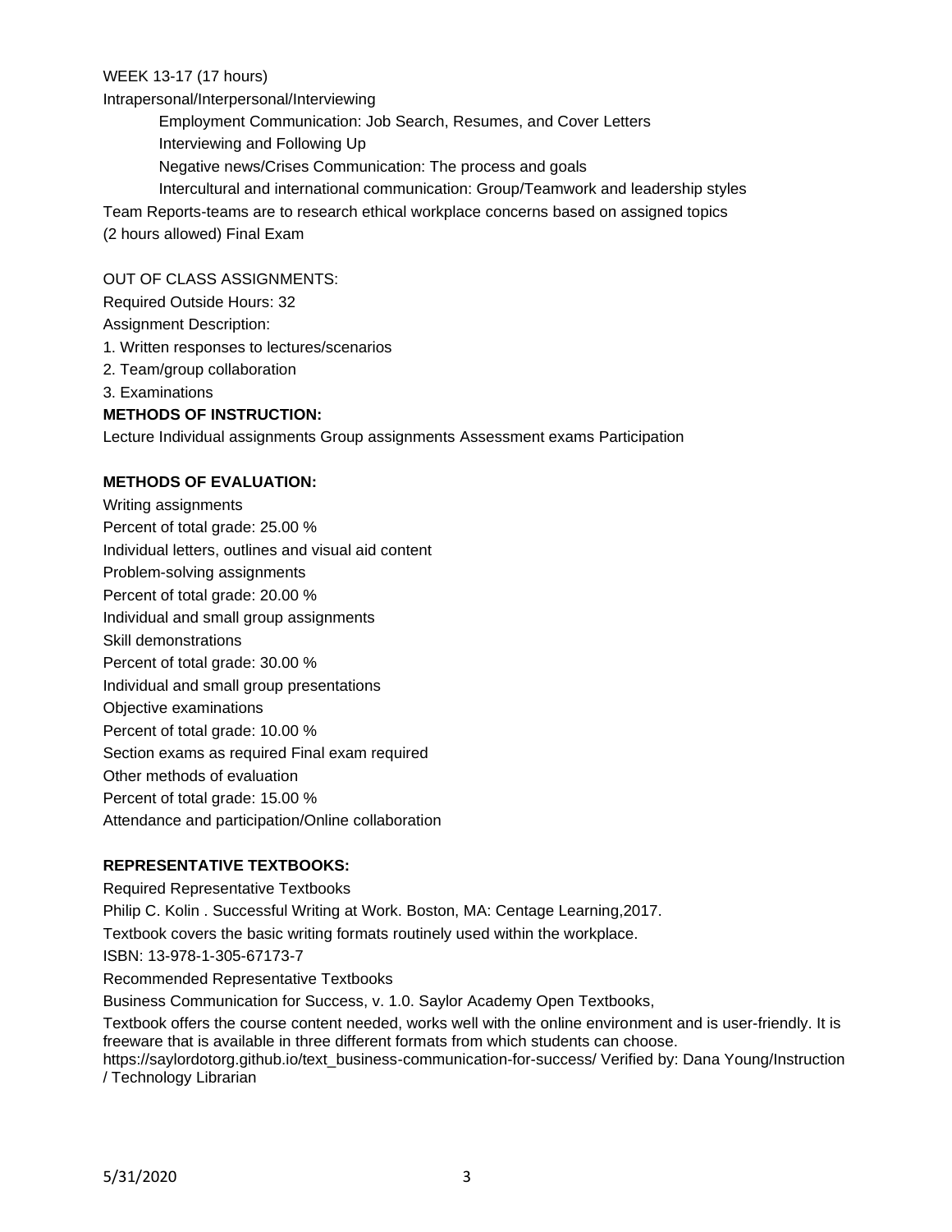WEEK 13-17 (17 hours)

Intrapersonal/Interpersonal/Interviewing

Employment Communication: Job Search, Resumes, and Cover Letters

Interviewing and Following Up

Negative news/Crises Communication: The process and goals

Intercultural and international communication: Group/Teamwork and leadership styles

Team Reports-teams are to research ethical workplace concerns based on assigned topics

(2 hours allowed) Final Exam

OUT OF CLASS ASSIGNMENTS:

Required Outside Hours: 32

Assignment Description:

1. Written responses to lectures/scenarios
2. Team/group collaboration
3. Examinations

**METHODS OF INSTRUCTION:**

Lecture Individual assignments Group assignments Assessment exams Participation

**METHODS OF EVALUATION:**

Writing assignments

Percent of total grade: 25.00 %

Individual letters, outlines and visual aid content

Problem-solving assignments

Percent of total grade: 20.00 %

Individual and small group assignments

Skill demonstrations

Percent of total grade: 30.00 %

Individual and small group presentations

Objective examinations

Percent of total grade: 10.00 %

Section exams as required Final exam required

Other methods of evaluation

Percent of total grade: 15.00 %

Attendance and participation/Online collaboration

**REPRESENTATIVE TEXTBOOKS:**

Required Representative Textbooks

Philip C. Kolin . Successful Writing at Work. Boston, MA: Centage Learning,2017.

Textbook covers the basic writing formats routinely used within the workplace.

ISBN: 13-978-1-305-67173-7

Recommended Representative Textbooks

Business Communication for Success, v. 1.0. Saylor Academy Open Textbooks,

Textbook offers the course content needed, works well with the online environment and is user-friendly. It is freeware that is available in three different formats from which students can choose.

https://saylordotorg.github.io/text_business-communication-for-success/ Verified by: Dana Young/Instruction / Technology Librarian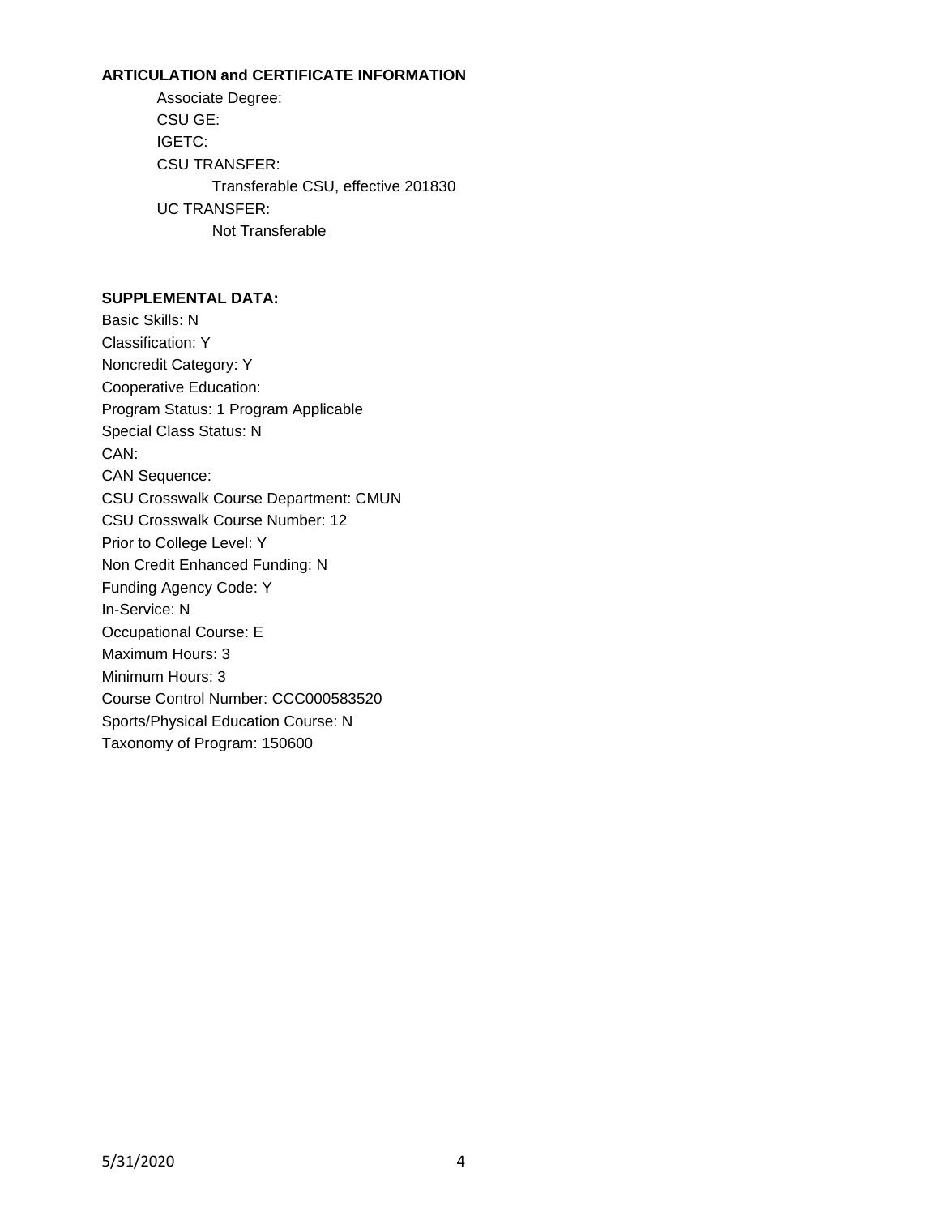**ARTICULATION and CERTIFICATE INFORMATION**

Associate Degree:
CSU GE:
IGETC:
CSU TRANSFER:
Transferable CSU, effective 201830
UC TRANSFER:
Not Transferable

**SUPPLEMENTAL DATA:**

Basic Skills: N
Classification: Y
Noncredit Category: Y
Cooperative Education:
Program Status: 1 Program Applicable
Special Class Status: N
CAN:
CAN Sequence:
CSU Crosswalk Course Department: CMUN
CSU Crosswalk Course Number: 12
Prior to College Level: Y
Non Credit Enhanced Funding: N
Funding Agency Code: Y
In-Service: N
Occupational Course: E
Maximum Hours: 3
Minimum Hours: 3
Course Control Number: CCC000583520
Sports/Physical Education Course: N
Taxonomy of Program: 150600